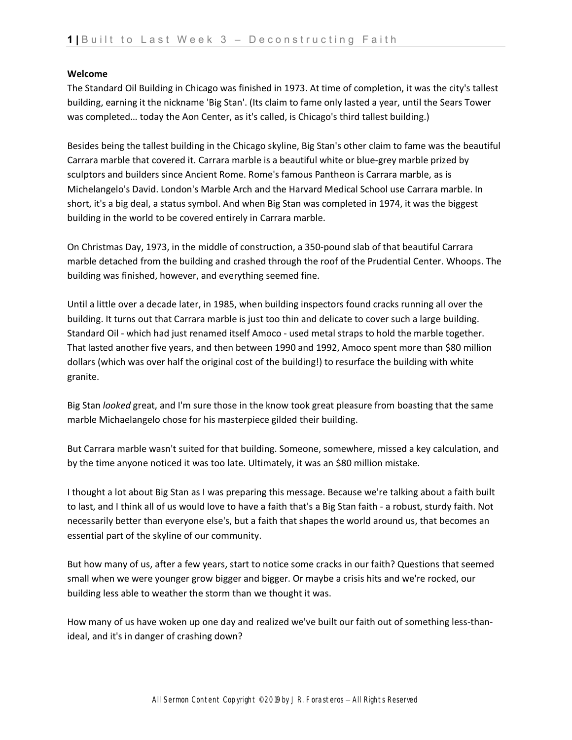**Welcome**

The Standard Oil Building in Chicago was finished in 1973. At time of completion, it was the city's tallest building, earning it the nickname 'Big Stan'. (Its claim to fame only lasted a year, until the Sears Tower was completed… today the Aon Center, as it's called, is Chicago's third tallest building.)

Besides being the tallest building in the Chicago skyline, Big Stan's other claim to fame was the beautiful Carrara marble that covered it. Carrara marble is a beautiful white or blue-grey marble prized by sculptors and builders since Ancient Rome. Rome's famous Pantheon is Carrara marble, as is Michelangelo's David. London's Marble Arch and the Harvard Medical School use Carrara marble. In short, it's a big deal, a status symbol. And when Big Stan was completed in 1974, it was the biggest building in the world to be covered entirely in Carrara marble.

On Christmas Day, 1973, in the middle of construction, a 350-pound slab of that beautiful Carrara marble detached from the building and crashed through the roof of the Prudential Center. Whoops. The building was finished, however, and everything seemed fine.

Until a little over a decade later, in 1985, when building inspectors found cracks running all over the building. It turns out that Carrara marble is just too thin and delicate to cover such a large building. Standard Oil - which had just renamed itself Amoco - used metal straps to hold the marble together. That lasted another five years, and then between 1990 and 1992, Amoco spent more than $80 million dollars (which was over half the original cost of the building!) to resurface the building with white granite.

Big Stan *looked* great, and I'm sure those in the know took great pleasure from boasting that the same marble Michaelangelo chose for his masterpiece gilded their building.

But Carrara marble wasn't suited for that building. Someone, somewhere, missed a key calculation, and by the time anyone noticed it was too late. Ultimately, it was an $80 million mistake.

I thought a lot about Big Stan as I was preparing this message. Because we're talking about a faith built to last, and I think all of us would love to have a faith that's a Big Stan faith - a robust, sturdy faith. Not necessarily better than everyone else's, but a faith that shapes the world around us, that becomes an essential part of the skyline of our community.

But how many of us, after a few years, start to notice some cracks in our faith? Questions that seemed small when we were younger grow bigger and bigger. Or maybe a crisis hits and we're rocked, our building less able to weather the storm than we thought it was.

How many of us have woken up one day and realized we've built our faith out of something less-than-ideal, and it's in danger of crashing down?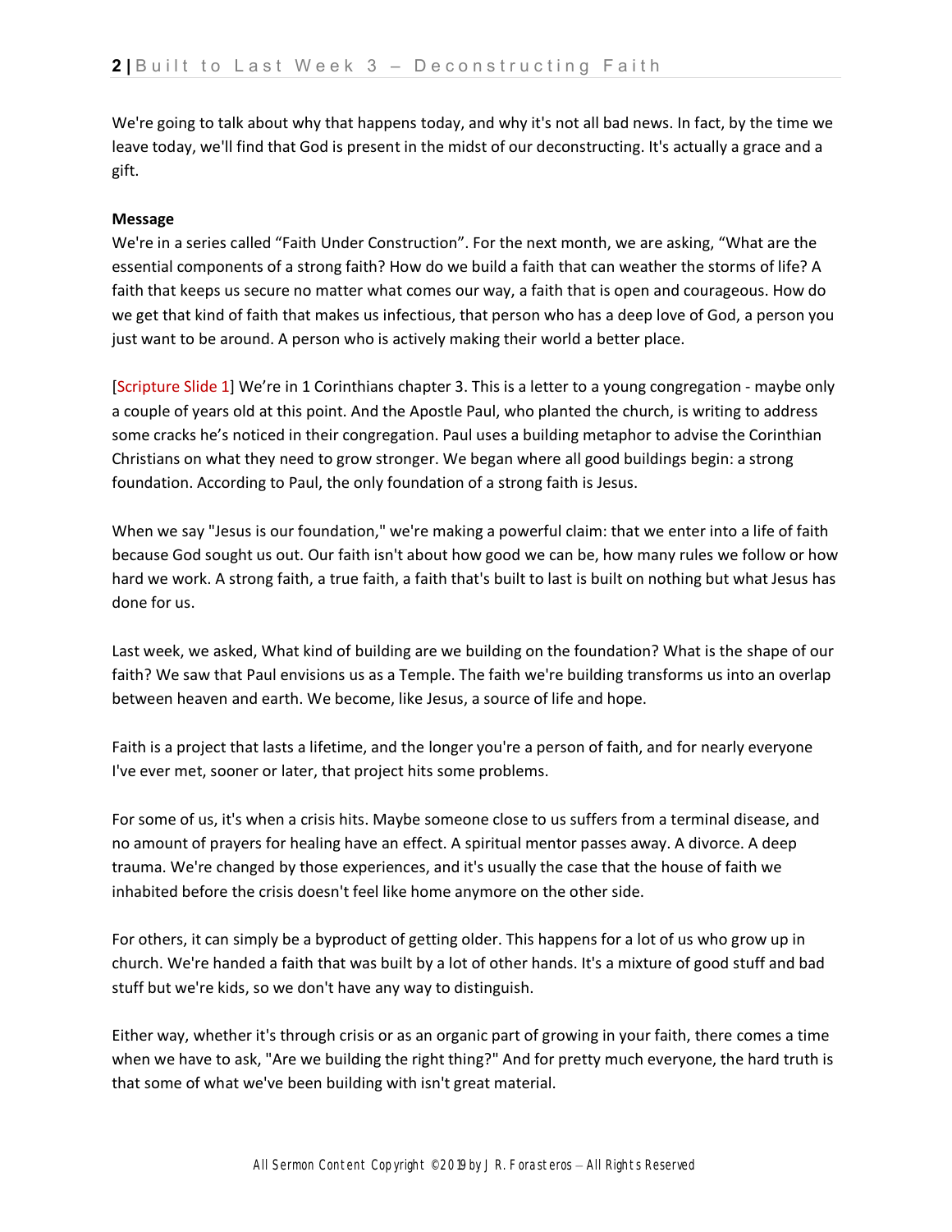We're going to talk about why that happens today, and why it's not all bad news. In fact, by the time we leave today, we'll find that God is present in the midst of our deconstructing. It's actually a grace and a gift.

**Message**

We're in a series called "Faith Under Construction". For the next month, we are asking, "What are the essential components of a strong faith? How do we build a faith that can weather the storms of life? A faith that keeps us secure no matter what comes our way, a faith that is open and courageous. How do we get that kind of faith that makes us infectious, that person who has a deep love of God, a person you just want to be around. A person who is actively making their world a better place.

[Scripture Slide 1] We're in 1 Corinthians chapter 3. This is a letter to a young congregation - maybe only a couple of years old at this point. And the Apostle Paul, who planted the church, is writing to address some cracks he's noticed in their congregation. Paul uses a building metaphor to advise the Corinthian Christians on what they need to grow stronger. We began where all good buildings begin: a strong foundation. According to Paul, the only foundation of a strong faith is Jesus.

When we say "Jesus is our foundation," we're making a powerful claim: that we enter into a life of faith because God sought us out. Our faith isn't about how good we can be, how many rules we follow or how hard we work. A strong faith, a true faith, a faith that's built to last is built on nothing but what Jesus has done for us.

Last week, we asked, What kind of building are we building on the foundation? What is the shape of our faith? We saw that Paul envisions us as a Temple. The faith we're building transforms us into an overlap between heaven and earth. We become, like Jesus, a source of life and hope.

Faith is a project that lasts a lifetime, and the longer you're a person of faith, and for nearly everyone I've ever met, sooner or later, that project hits some problems.

For some of us, it's when a crisis hits. Maybe someone close to us suffers from a terminal disease, and no amount of prayers for healing have an effect. A spiritual mentor passes away. A divorce. A deep trauma. We're changed by those experiences, and it's usually the case that the house of faith we inhabited before the crisis doesn't feel like home anymore on the other side.

For others, it can simply be a byproduct of getting older. This happens for a lot of us who grow up in church. We're handed a faith that was built by a lot of other hands. It's a mixture of good stuff and bad stuff but we're kids, so we don't have any way to distinguish.

Either way, whether it's through crisis or as an organic part of growing in your faith, there comes a time when we have to ask, "Are we building the right thing?" And for pretty much everyone, the hard truth is that some of what we've been building with isn't great material.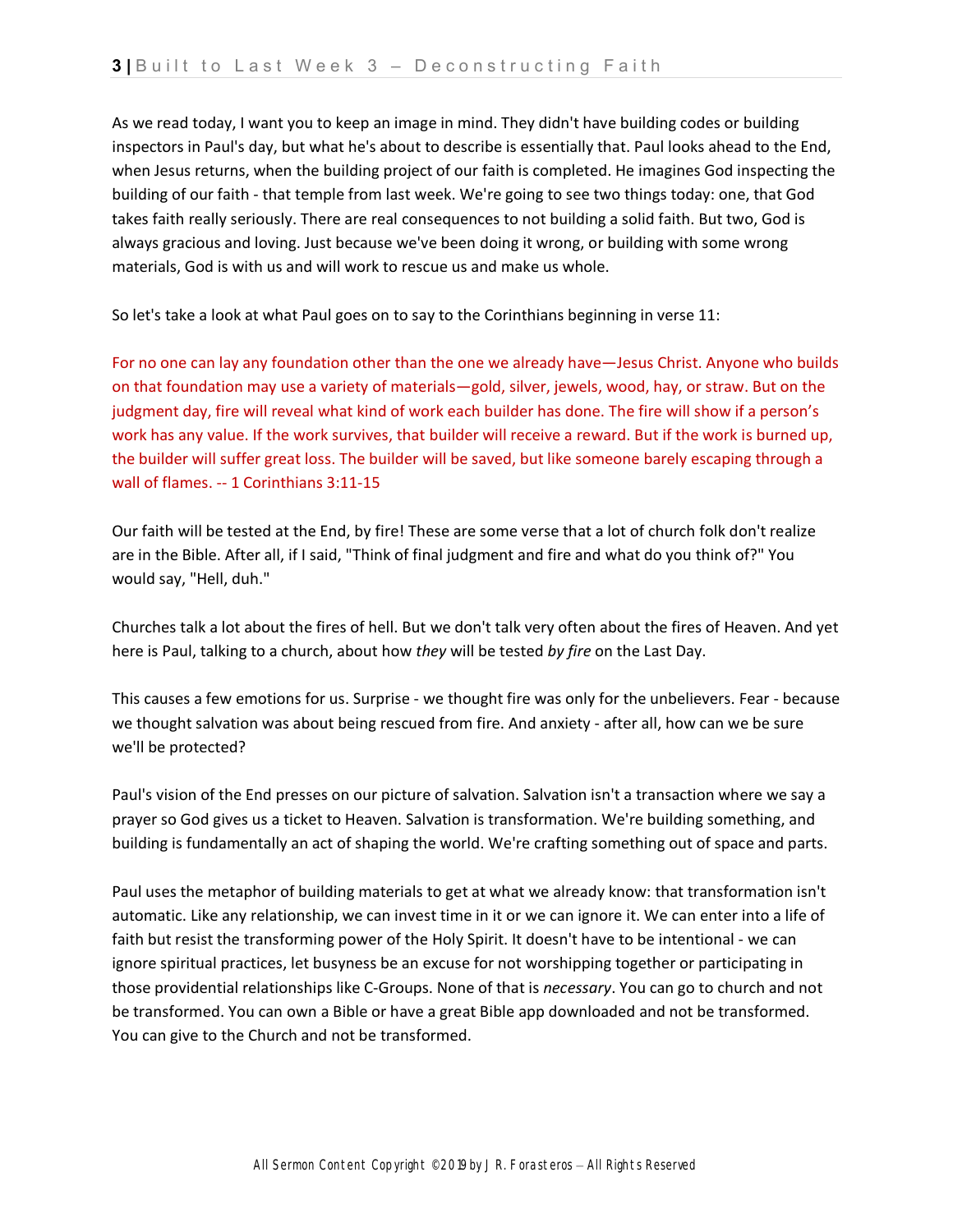As we read today, I want you to keep an image in mind. They didn't have building codes or building inspectors in Paul's day, but what he's about to describe is essentially that. Paul looks ahead to the End, when Jesus returns, when the building project of our faith is completed. He imagines God inspecting the building of our faith - that temple from last week. We're going to see two things today: one, that God takes faith really seriously. There are real consequences to not building a solid faith. But two, God is always gracious and loving. Just because we've been doing it wrong, or building with some wrong materials, God is with us and will work to rescue us and make us whole.

So let's take a look at what Paul goes on to say to the Corinthians beginning in verse 11:

For no one can lay any foundation other than the one we already have—Jesus Christ. Anyone who builds on that foundation may use a variety of materials—gold, silver, jewels, wood, hay, or straw. But on the judgment day, fire will reveal what kind of work each builder has done. The fire will show if a person's work has any value. If the work survives, that builder will receive a reward. But if the work is burned up, the builder will suffer great loss. The builder will be saved, but like someone barely escaping through a wall of flames. -- 1 Corinthians 3:11-15

Our faith will be tested at the End, by fire! These are some verse that a lot of church folk don't realize are in the Bible. After all, if I said, "Think of final judgment and fire and what do you think of?" You would say, "Hell, duh."

Churches talk a lot about the fires of hell. But we don't talk very often about the fires of Heaven. And yet here is Paul, talking to a church, about how *they* will be tested *by fire* on the Last Day.

This causes a few emotions for us. Surprise - we thought fire was only for the unbelievers. Fear - because we thought salvation was about being rescued from fire. And anxiety - after all, how can we be sure we'll be protected?

Paul's vision of the End presses on our picture of salvation. Salvation isn't a transaction where we say a prayer so God gives us a ticket to Heaven. Salvation is transformation. We're building something, and building is fundamentally an act of shaping the world. We're crafting something out of space and parts.

Paul uses the metaphor of building materials to get at what we already know: that transformation isn't automatic. Like any relationship, we can invest time in it or we can ignore it. We can enter into a life of faith but resist the transforming power of the Holy Spirit. It doesn't have to be intentional - we can ignore spiritual practices, let busyness be an excuse for not worshipping together or participating in those providential relationships like C-Groups. None of that is *necessary*. You can go to church and not be transformed. You can own a Bible or have a great Bible app downloaded and not be transformed. You can give to the Church and not be transformed.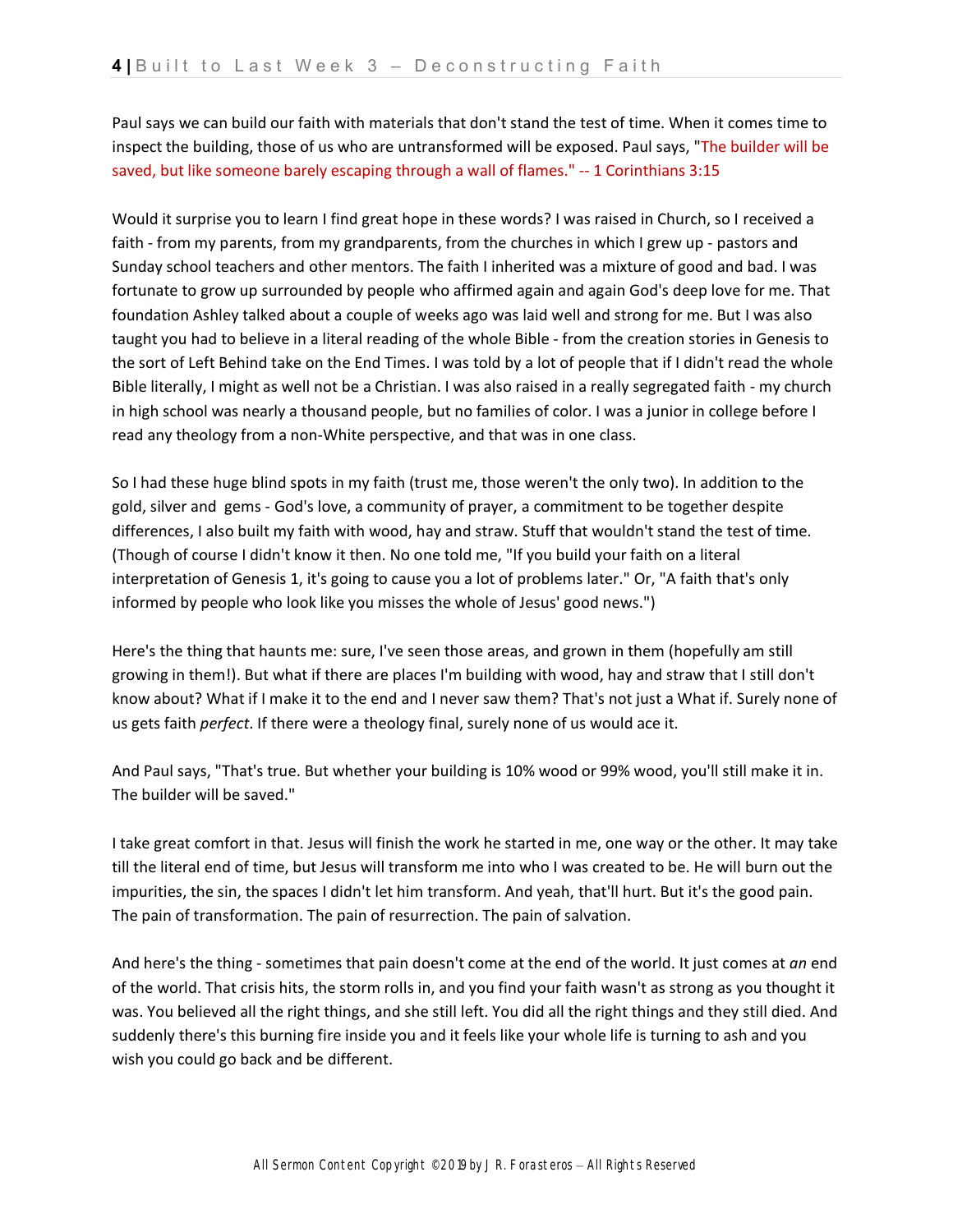Paul says we can build our faith with materials that don't stand the test of time. When it comes time to inspect the building, those of us who are untransformed will be exposed. Paul says, "The builder will be saved, but like someone barely escaping through a wall of flames." -- 1 Corinthians 3:15

Would it surprise you to learn I find great hope in these words? I was raised in Church, so I received a faith - from my parents, from my grandparents, from the churches in which I grew up - pastors and Sunday school teachers and other mentors. The faith I inherited was a mixture of good and bad. I was fortunate to grow up surrounded by people who affirmed again and again God's deep love for me. That foundation Ashley talked about a couple of weeks ago was laid well and strong for me. But I was also taught you had to believe in a literal reading of the whole Bible - from the creation stories in Genesis to the sort of Left Behind take on the End Times. I was told by a lot of people that if I didn't read the whole Bible literally, I might as well not be a Christian. I was also raised in a really segregated faith - my church in high school was nearly a thousand people, but no families of color. I was a junior in college before I read any theology from a non-White perspective, and that was in one class.

So I had these huge blind spots in my faith (trust me, those weren't the only two). In addition to the gold, silver and gems - God's love, a community of prayer, a commitment to be together despite differences, I also built my faith with wood, hay and straw. Stuff that wouldn't stand the test of time. (Though of course I didn't know it then. No one told me, "If you build your faith on a literal interpretation of Genesis 1, it's going to cause you a lot of problems later." Or, "A faith that's only informed by people who look like you misses the whole of Jesus' good news.")

Here's the thing that haunts me: sure, I've seen those areas, and grown in them (hopefully am still growing in them!). But what if there are places I'm building with wood, hay and straw that I still don't know about? What if I make it to the end and I never saw them? That's not just a What if. Surely none of us gets faith *perfect*. If there were a theology final, surely none of us would ace it.

And Paul says, "That's true. But whether your building is 10% wood or 99% wood, you'll still make it in. The builder will be saved."

I take great comfort in that. Jesus will finish the work he started in me, one way or the other. It may take till the literal end of time, but Jesus will transform me into who I was created to be. He will burn out the impurities, the sin, the spaces I didn't let him transform. And yeah, that'll hurt. But it's the good pain. The pain of transformation. The pain of resurrection. The pain of salvation.

And here's the thing - sometimes that pain doesn't come at the end of the world. It just comes at *an* end of the world. That crisis hits, the storm rolls in, and you find your faith wasn't as strong as you thought it was. You believed all the right things, and she still left. You did all the right things and they still died. And suddenly there's this burning fire inside you and it feels like your whole life is turning to ash and you wish you could go back and be different.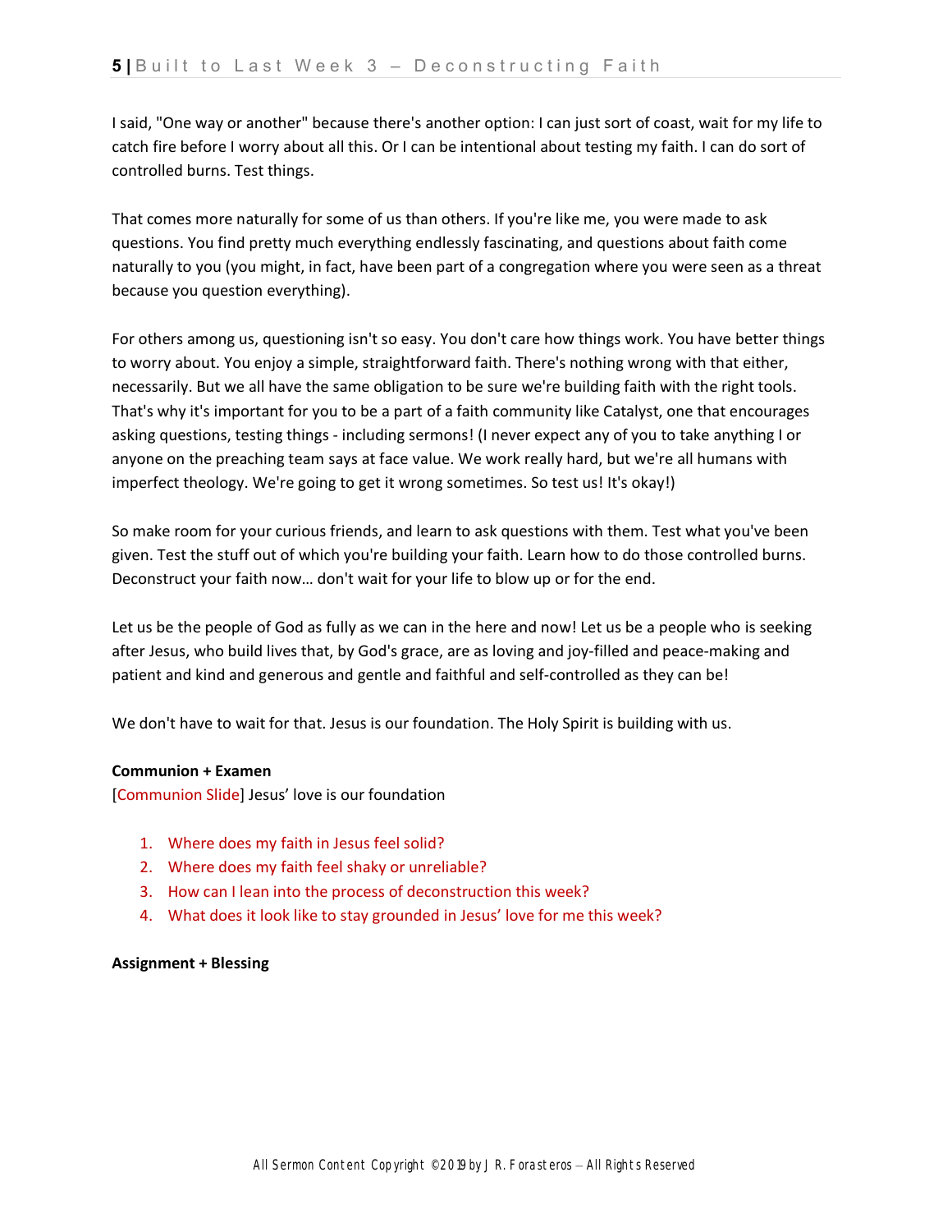I said, "One way or another" because there's another option: I can just sort of coast, wait for my life to catch fire before I worry about all this. Or I can be intentional about testing my faith. I can do sort of controlled burns. Test things.

That comes more naturally for some of us than others. If you're like me, you were made to ask questions. You find pretty much everything endlessly fascinating, and questions about faith come naturally to you (you might, in fact, have been part of a congregation where you were seen as a threat because you question everything).

For others among us, questioning isn't so easy. You don't care how things work. You have better things to worry about. You enjoy a simple, straightforward faith. There's nothing wrong with that either, necessarily. But we all have the same obligation to be sure we're building faith with the right tools. That's why it's important for you to be a part of a faith community like Catalyst, one that encourages asking questions, testing things - including sermons! (I never expect any of you to take anything I or anyone on the preaching team says at face value. We work really hard, but we're all humans with imperfect theology. We're going to get it wrong sometimes. So test us! It's okay!)

So make room for your curious friends, and learn to ask questions with them. Test what you've been given. Test the stuff out of which you're building your faith. Learn how to do those controlled burns. Deconstruct your faith now… don't wait for your life to blow up or for the end.

Let us be the people of God as fully as we can in the here and now! Let us be a people who is seeking after Jesus, who build lives that, by God's grace, are as loving and joy-filled and peace-making and patient and kind and generous and gentle and faithful and self-controlled as they can be!

We don't have to wait for that. Jesus is our foundation. The Holy Spirit is building with us.

**Communion + Examen**

[Communion Slide] Jesus' love is our foundation

1. Where does my faith in Jesus feel solid?
2. Where does my faith feel shaky or unreliable?
3. How can I lean into the process of deconstruction this week?
4. What does it look like to stay grounded in Jesus' love for me this week?

**Assignment + Blessing**